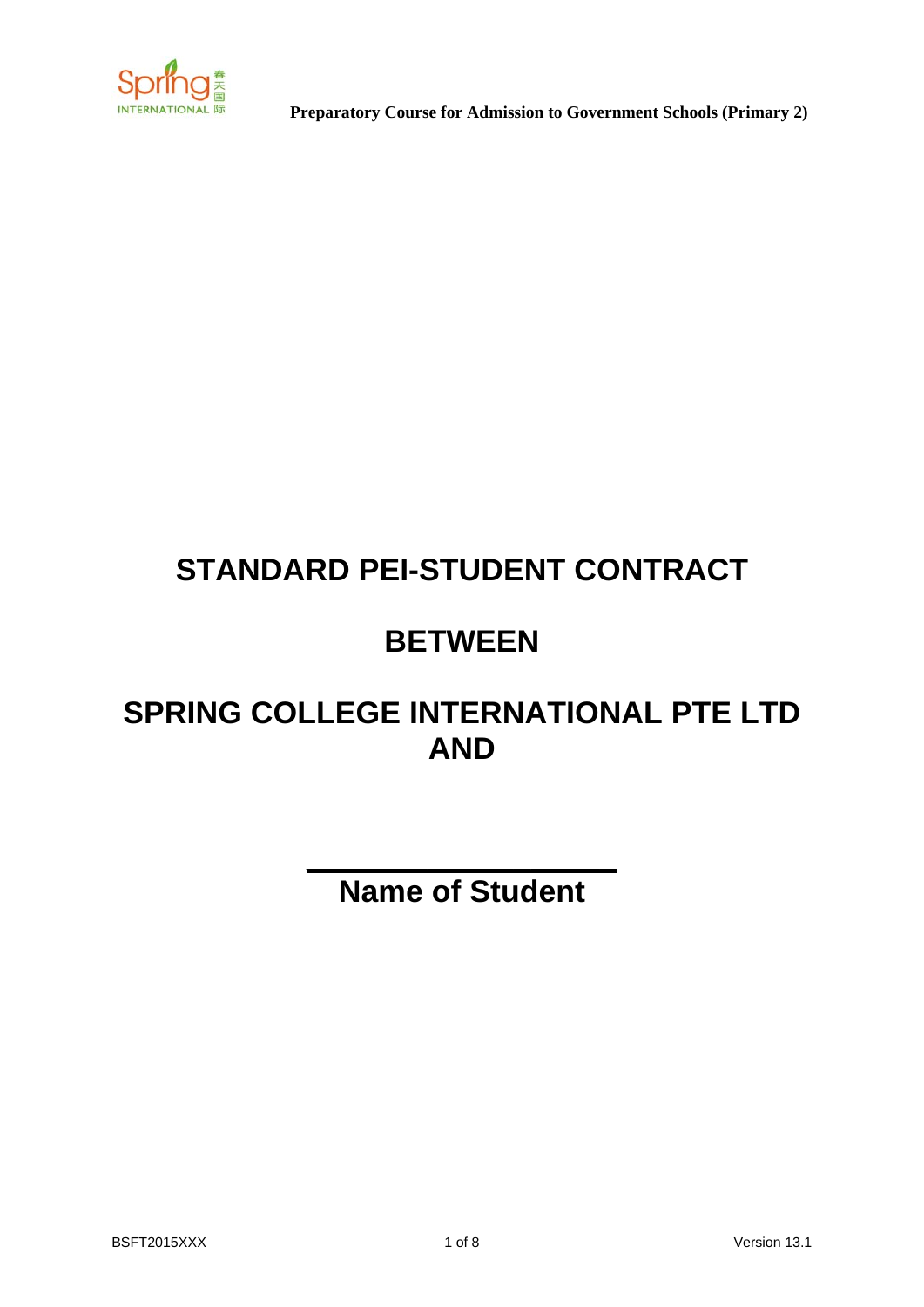# STANDARD PEI-STUDENT CONTRACT

# BETWEEN

# SPRING COLLEGE INTERNATIONAL PTE LTD AND

_______________

**Name of Student**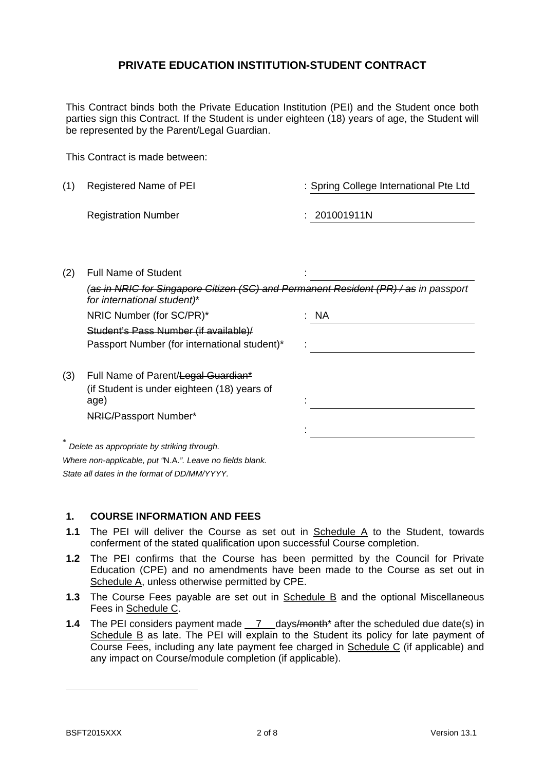# PRIVATE EDUCATION INSTITUTION-STUDENT CONTRACT

This Contract binds both the Private Education Institution (PEI) and the Student once both parties sign this Contract. If the Student is under eighteen (18) years of age, the Student will be represented by the Parent/Legal Guardian.

This Contract is made between:

(1) Registered Name of PEI : Spring College International Pte Ltd

Registration Number : 201001911N

(2) Full Name of Student : ______________________

~~(as in NRIC for Singapore Citizen (SC) and Permanent Resident (PR) / as~~ *in passport for international student)\**

NRIC Number (for SC/PR)\* : NA

~~Student's Pass Number (if available)/~~
Passport Number (for international student)\* : ______________________

(3) Full Name of Parent/~~Legal Guardian\*~~
(if Student is under eighteen (18) years of age) : ______________________

~~NRIC/~~Passport Number\* : ______________________

\* *Delete as appropriate by striking through.*
*Where non-applicable, put "N.A.". Leave no fields blank.*
*State all dates in the format of DD/MM/YYYY.*

## 1. COURSE INFORMATION AND FEES

**1.1** The PEI will deliver the Course as set out in Schedule A to the Student, towards conferment of the stated qualification upon successful Course completion.

**1.2** The PEI confirms that the Course has been permitted by the Council for Private Education (CPE) and no amendments have been made to the Course as set out in Schedule A, unless otherwise permitted by CPE.

**1.3** The Course Fees payable are set out in Schedule B and the optional Miscellaneous Fees in Schedule C.

**1.4** The PEI considers payment made 7 days/~~month~~\* after the scheduled due date(s) in Schedule B as late. The PEI will explain to the Student its policy for late payment of Course Fees, including any late payment fee charged in Schedule C (if applicable) and any impact on Course/module completion (if applicable).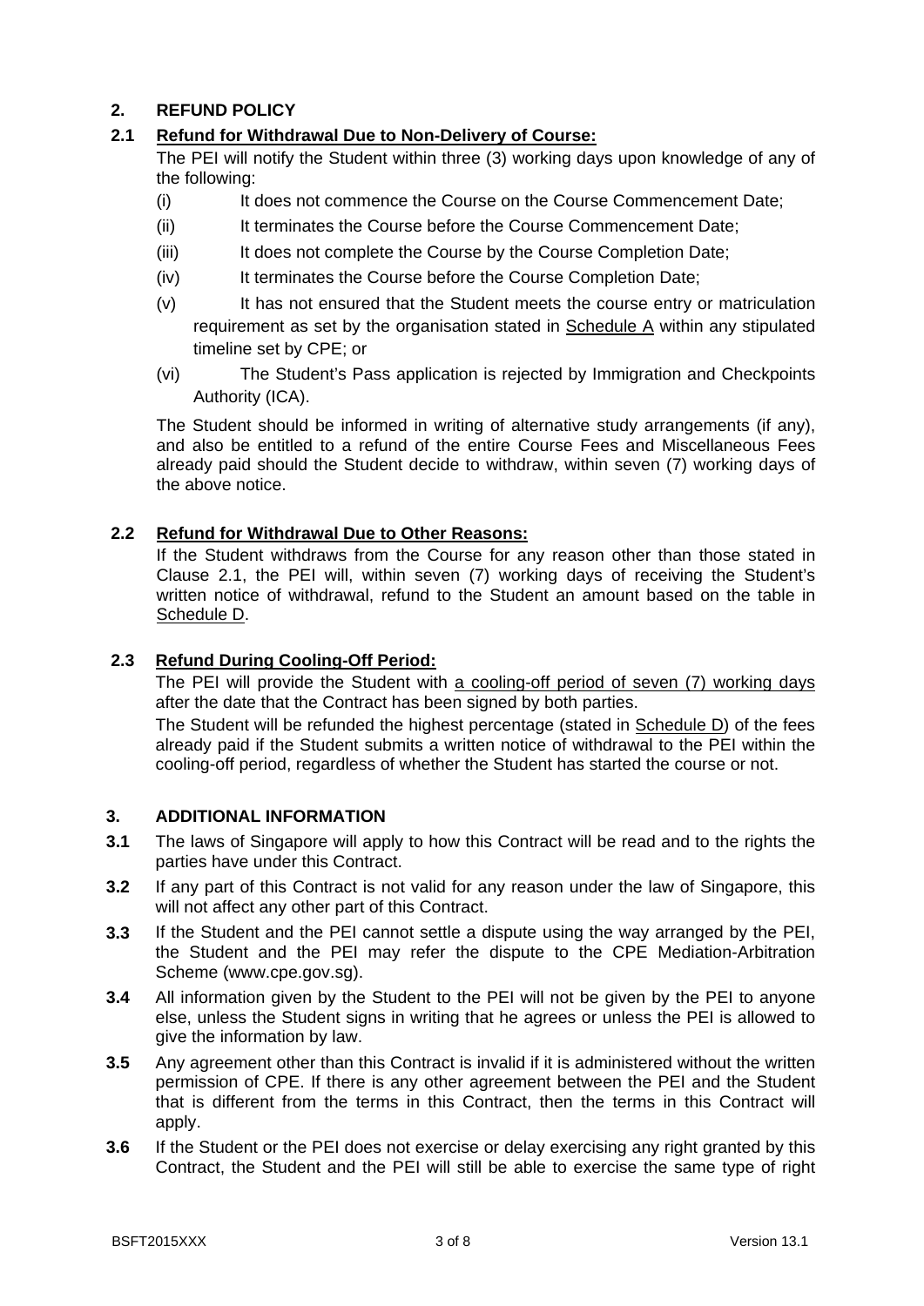## 2. REFUND POLICY

### 2.1 Refund for Withdrawal Due to Non-Delivery of Course:

The PEI will notify the Student within three (3) working days upon knowledge of any of the following:

(i) It does not commence the Course on the Course Commencement Date;

(ii) It terminates the Course before the Course Commencement Date;

(iii) It does not complete the Course by the Course Completion Date;

(iv) It terminates the Course before the Course Completion Date;

(v) It has not ensured that the Student meets the course entry or matriculation requirement as set by the organisation stated in Schedule A within any stipulated timeline set by CPE; or

(vi) The Student's Pass application is rejected by Immigration and Checkpoints Authority (ICA).

The Student should be informed in writing of alternative study arrangements (if any), and also be entitled to a refund of the entire Course Fees and Miscellaneous Fees already paid should the Student decide to withdraw, within seven (7) working days of the above notice.

### 2.2 Refund for Withdrawal Due to Other Reasons:

If the Student withdraws from the Course for any reason other than those stated in Clause 2.1, the PEI will, within seven (7) working days of receiving the Student's written notice of withdrawal, refund to the Student an amount based on the table in Schedule D.

### 2.3 Refund During Cooling-Off Period:

The PEI will provide the Student with a cooling-off period of seven (7) working days after the date that the Contract has been signed by both parties.

The Student will be refunded the highest percentage (stated in Schedule D) of the fees already paid if the Student submits a written notice of withdrawal to the PEI within the cooling-off period, regardless of whether the Student has started the course or not.

## 3. ADDITIONAL INFORMATION

**3.1** The laws of Singapore will apply to how this Contract will be read and to the rights the parties have under this Contract.

**3.2** If any part of this Contract is not valid for any reason under the law of Singapore, this will not affect any other part of this Contract.

**3.3** If the Student and the PEI cannot settle a dispute using the way arranged by the PEI, the Student and the PEI may refer the dispute to the CPE Mediation-Arbitration Scheme (www.cpe.gov.sg).

**3.4** All information given by the Student to the PEI will not be given by the PEI to anyone else, unless the Student signs in writing that he agrees or unless the PEI is allowed to give the information by law.

**3.5** Any agreement other than this Contract is invalid if it is administered without the written permission of CPE. If there is any other agreement between the PEI and the Student that is different from the terms in this Contract, then the terms in this Contract will apply.

**3.6** If the Student or the PEI does not exercise or delay exercising any right granted by this Contract, the Student and the PEI will still be able to exercise the same type of right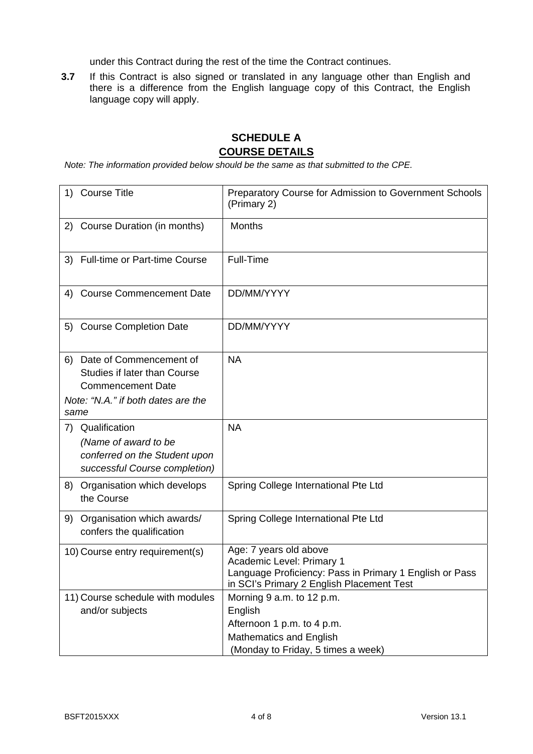under this Contract during the rest of the time the Contract continues.

**3.7** If this Contract is also signed or translated in any language other than English and there is a difference from the English language copy of this Contract, the English language copy will apply.

## SCHEDULE A

## COURSE DETAILS

*Note: The information provided below should be the same as that submitted to the CPE.*

| | |
|---|---|
| 1) Course Title | Preparatory Course for Admission to Government Schools (Primary 2) |
| 2) Course Duration (in months) | Months |
| 3) Full-time or Part-time Course | Full-Time |
| 4) Course Commencement Date | DD/MM/YYYY |
| 5) Course Completion Date | DD/MM/YYYY |
| 6) Date of Commencement of Studies if later than Course Commencement Date<br>*Note: "N.A." if both dates are the same* | NA |
| 7) Qualification<br>*(Name of award to be conferred on the Student upon successful Course completion)* | NA |
| 8) Organisation which develops the Course | Spring College International Pte Ltd |
| 9) Organisation which awards/ confers the qualification | Spring College International Pte Ltd |
| 10) Course entry requirement(s) | Age: 7 years old above<br>Academic Level: Primary 1<br>Language Proficiency: Pass in Primary 1 English or Pass in SCI's Primary 2 English Placement Test |
| 11) Course schedule with modules and/or subjects | Morning 9 a.m. to 12 p.m.<br>English<br>Afternoon 1 p.m. to 4 p.m.<br>Mathematics and English<br>(Monday to Friday, 5 times a week) |

BSFT2015XXX　　Version 13.1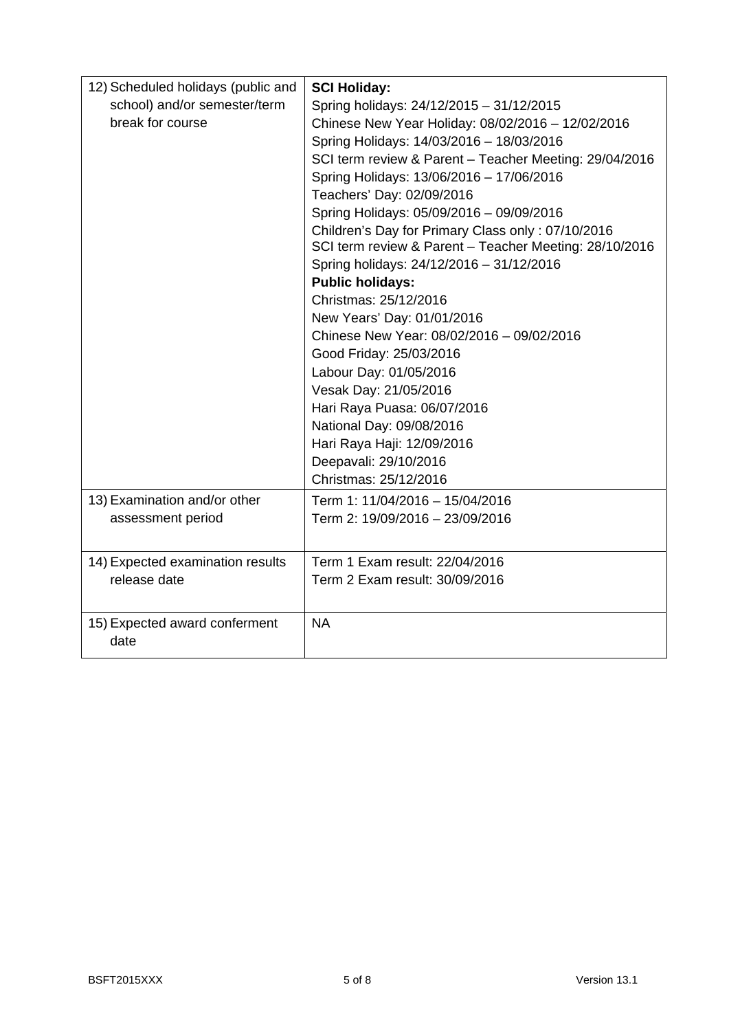| | |
|---|---|
| 12) Scheduled holidays (public and school) and/or semester/term break for course | **SCI Holiday:**<br>Spring holidays: 24/12/2015 – 31/12/2015<br>Chinese New Year Holiday: 08/02/2016 – 12/02/2016<br>Spring Holidays: 14/03/2016 – 18/03/2016<br>SCI term review & Parent – Teacher Meeting: 29/04/2016<br>Spring Holidays: 13/06/2016 – 17/06/2016<br>Teachers' Day: 02/09/2016<br>Spring Holidays: 05/09/2016 – 09/09/2016<br>Children's Day for Primary Class only : 07/10/2016<br>SCI term review & Parent – Teacher Meeting: 28/10/2016<br>Spring holidays: 24/12/2016 – 31/12/2016<br>**Public holidays:**<br>Christmas: 25/12/2016<br>New Years' Day: 01/01/2016<br>Chinese New Year: 08/02/2016 – 09/02/2016<br>Good Friday: 25/03/2016<br>Labour Day: 01/05/2016<br>Vesak Day: 21/05/2016<br>Hari Raya Puasa: 06/07/2016<br>National Day: 09/08/2016<br>Hari Raya Haji: 12/09/2016<br>Deepavali: 29/10/2016<br>Christmas: 25/12/2016 |
| 13) Examination and/or other assessment period | Term 1: 11/04/2016 – 15/04/2016<br>Term 2: 19/09/2016 – 23/09/2016 |
| 14) Expected examination results release date | Term 1 Exam result: 22/04/2016<br>Term 2 Exam result: 30/09/2016 |
| 15) Expected award conferment date | NA |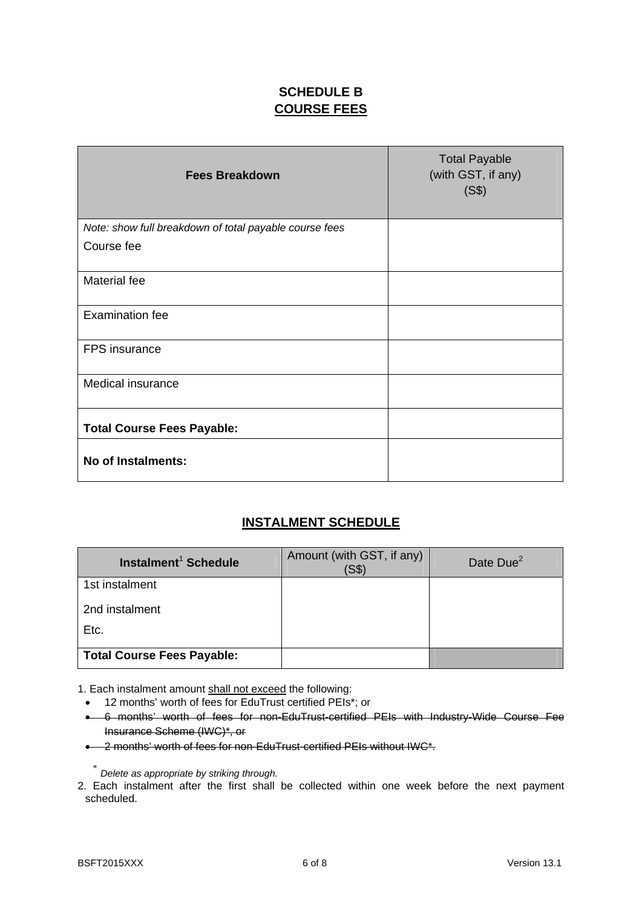# SCHEDULE B
## COURSE FEES

| Fees Breakdown | Total Payable (with GST, if any) (S$) |
|---|---|
| *Note: show full breakdown of total payable course fees*<br>Course fee | |
| Material fee | |
| Examination fee | |
| FPS insurance | |
| Medical insurance | |
| **Total Course Fees Payable:** | |
| **No of Instalments:** | |

## INSTALMENT SCHEDULE

| Instalment[1] Schedule | Amount (with GST, if any) (S$) | Date Due[2] |
|---|---|---|
| 1st instalment<br>2nd instalment<br>Etc. | | |
| **Total Course Fees Payable:** | | |

1. Each instalment amount <u>shall not exceed</u> the following:
   - 12 months' worth of fees for EduTrust certified PEIs*; or
   - ~~6 months' worth of fees for non-EduTrust-certified PEIs with Industry-Wide Course Fee Insurance Scheme (IWC)*, or~~
   - ~~2 months' worth of fees for non-EduTrust-certified PEIs without IWC*.~~

   \* *Delete as appropriate by striking through.*

2. Each instalment after the first shall be collected within one week before the next payment scheduled.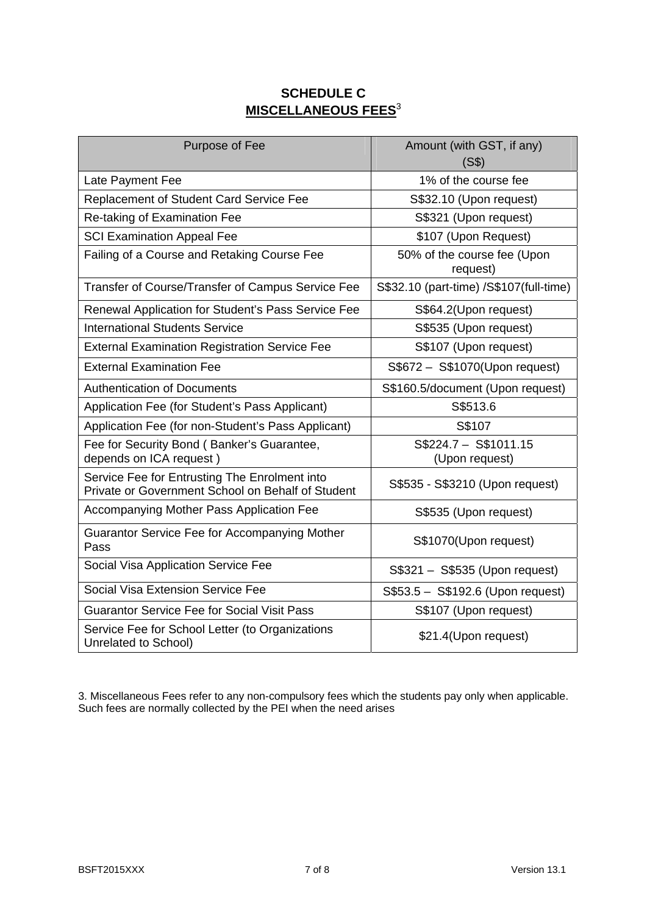# SCHEDULE C

## MISCELLANEOUS FEES[3]

| Purpose of Fee | Amount (with GST, if any) (S$) |
| --- | --- |
| Late Payment Fee | 1% of the course fee |
| Replacement of Student Card Service Fee | S$32.10 (Upon request) |
| Re-taking of Examination Fee | S$321 (Upon request) |
| SCI Examination Appeal Fee | $107 (Upon Request) |
| Failing of a Course and Retaking Course Fee | 50% of the course fee (Upon request) |
| Transfer of Course/Transfer of Campus Service Fee | S$32.10 (part-time) /S$107(full-time) |
| Renewal Application for Student's Pass Service Fee | S$64.2(Upon request) |
| International Students Service | S$535 (Upon request) |
| External Examination Registration Service Fee | S$107 (Upon request) |
| External Examination Fee | S$672 – S$1070(Upon request) |
| Authentication of Documents | S$160.5/document (Upon request) |
| Application Fee (for Student's Pass Applicant) | S$513.6 |
| Application Fee (for non-Student's Pass Applicant) | S$107 |
| Fee for Security Bond ( Banker's Guarantee, depends on ICA request ) | S$224.7 – S$1011.15 (Upon request) |
| Service Fee for Entrusting The Enrolment into Private or Government School on Behalf of Student | S$535 - S$3210 (Upon request) |
| Accompanying Mother Pass Application Fee | S$535 (Upon request) |
| Guarantor Service Fee for Accompanying Mother Pass | S$1070(Upon request) |
| Social Visa Application Service Fee | S$321 – S$535 (Upon request) |
| Social Visa Extension Service Fee | S$53.5 – S$192.6 (Upon request) |
| Guarantor Service Fee for Social Visit Pass | S$107 (Upon request) |
| Service Fee for School Letter (to Organizations Unrelated to School) | $21.4(Upon request) |

3. Miscellaneous Fees refer to any non-compulsory fees which the students pay only when applicable. Such fees are normally collected by the PEI when the need arises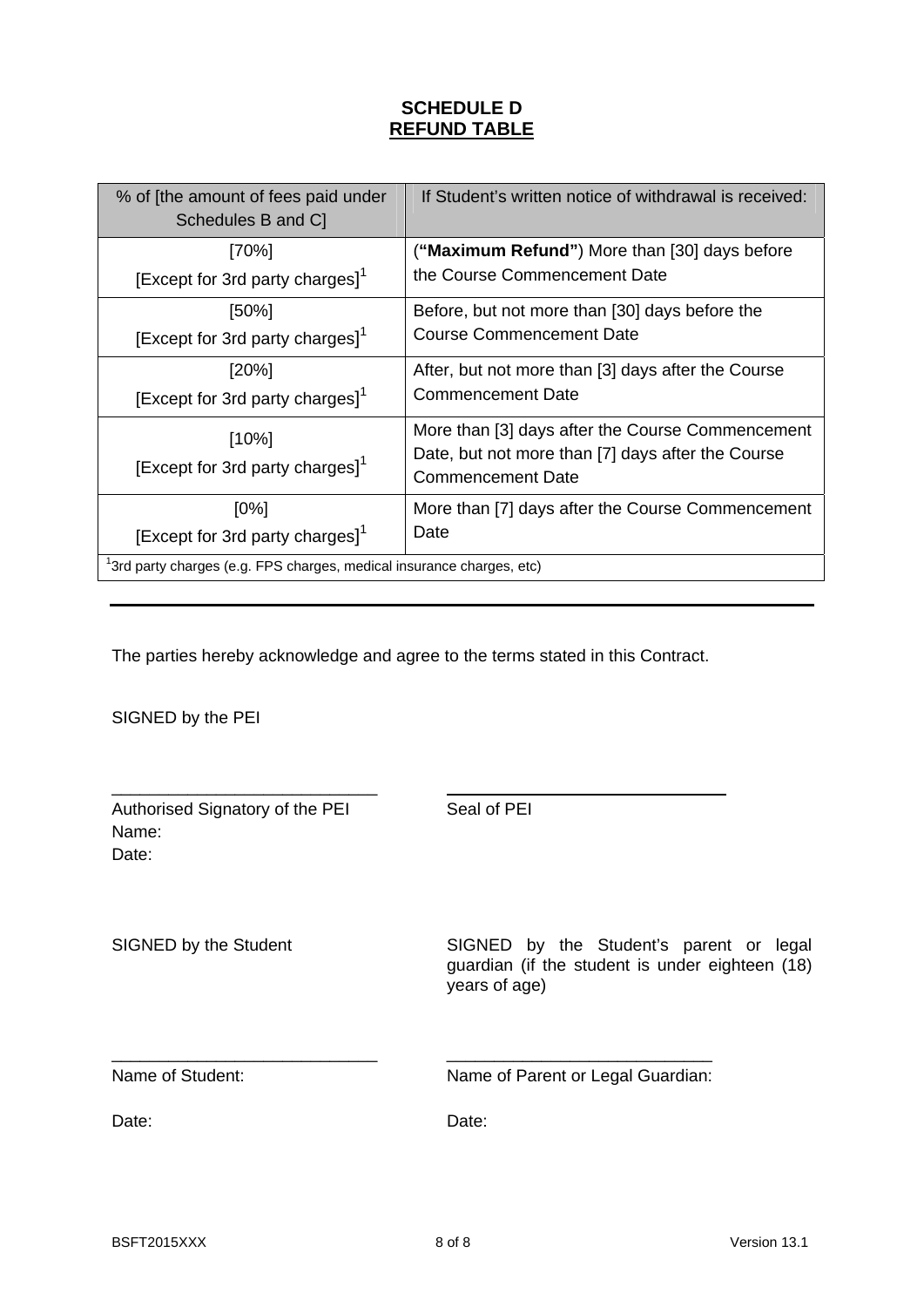# SCHEDULE D
## REFUND TABLE

| % of [the amount of fees paid under Schedules B and C] | If Student's written notice of withdrawal is received: |
|---|---|
| [70%] [Except for 3rd party charges][1] | (**"Maximum Refund"**) More than [30] days before the Course Commencement Date |
| [50%] [Except for 3rd party charges][1] | Before, but not more than [30] days before the Course Commencement Date |
| [20%] [Except for 3rd party charges][1] | After, but not more than [3] days after the Course Commencement Date |
| [10%] [Except for 3rd party charges][1] | More than [3] days after the Course Commencement Date, but not more than [7] days after the Course Commencement Date |
| [0%] [Except for 3rd party charges][1] | More than [7] days after the Course Commencement Date |

[1]3rd party charges (e.g. FPS charges, medical insurance charges, etc)

---

The parties hereby acknowledge and agree to the terms stated in this Contract.

SIGNED by the PEI

\_\_\_\_\_\_\_\_\_\_\_\_\_\_\_\_\_\_\_\_\_\_\_\_\_\_\_\_
Authorised Signatory of the PEI
Name:
Date:

\_\_\_\_\_\_\_\_\_\_\_\_\_\_\_\_\_\_\_\_\_\_\_\_\_\_\_\_
Seal of PEI

SIGNED by the Student

\_\_\_\_\_\_\_\_\_\_\_\_\_\_\_\_\_\_\_\_\_\_\_\_\_\_\_\_
Name of Student:

Date:

SIGNED by the Student's parent or legal guardian (if the student is under eighteen (18) years of age)

\_\_\_\_\_\_\_\_\_\_\_\_\_\_\_\_\_\_\_\_\_\_\_\_\_\_\_\_
Name of Parent or Legal Guardian:

Date: